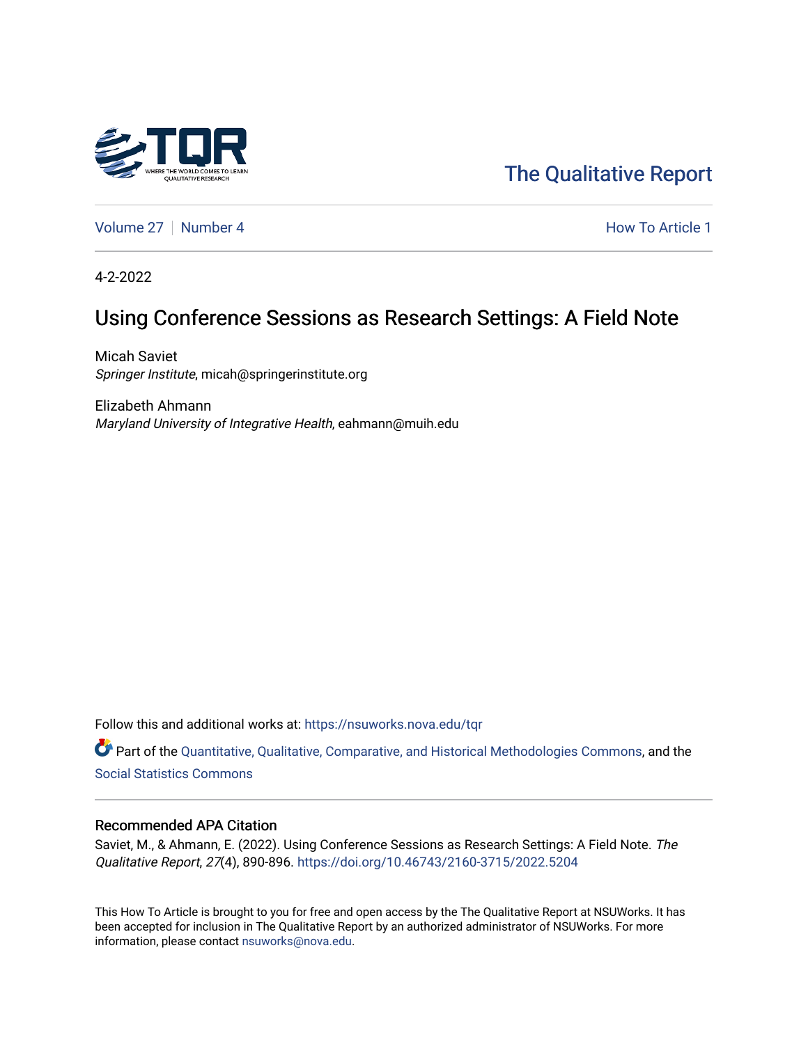The Qualitative Report

Volume 27 | Number 4

How To Article 1

4-2-2022

# Using Conference Sessions as Research Settings: A Field Note

Micah Saviet
*Springer Institute*, micah@springerinstitute.org

Elizabeth Ahmann
*Maryland University of Integrative Health*, eahmann@muih.edu

Follow this and additional works at: https://nsuworks.nova.edu/tqr

Part of the Quantitative, Qualitative, Comparative, and Historical Methodologies Commons, and the Social Statistics Commons

## Recommended APA Citation

Saviet, M., & Ahmann, E. (2022). Using Conference Sessions as Research Settings: A Field Note. *The Qualitative Report*, *27*(4), 890-896. https://doi.org/10.46743/2160-3715/2022.5204

This How To Article is brought to you for free and open access by the The Qualitative Report at NSUWorks. It has been accepted for inclusion in The Qualitative Report by an authorized administrator of NSUWorks. For more information, please contact nsuworks@nova.edu.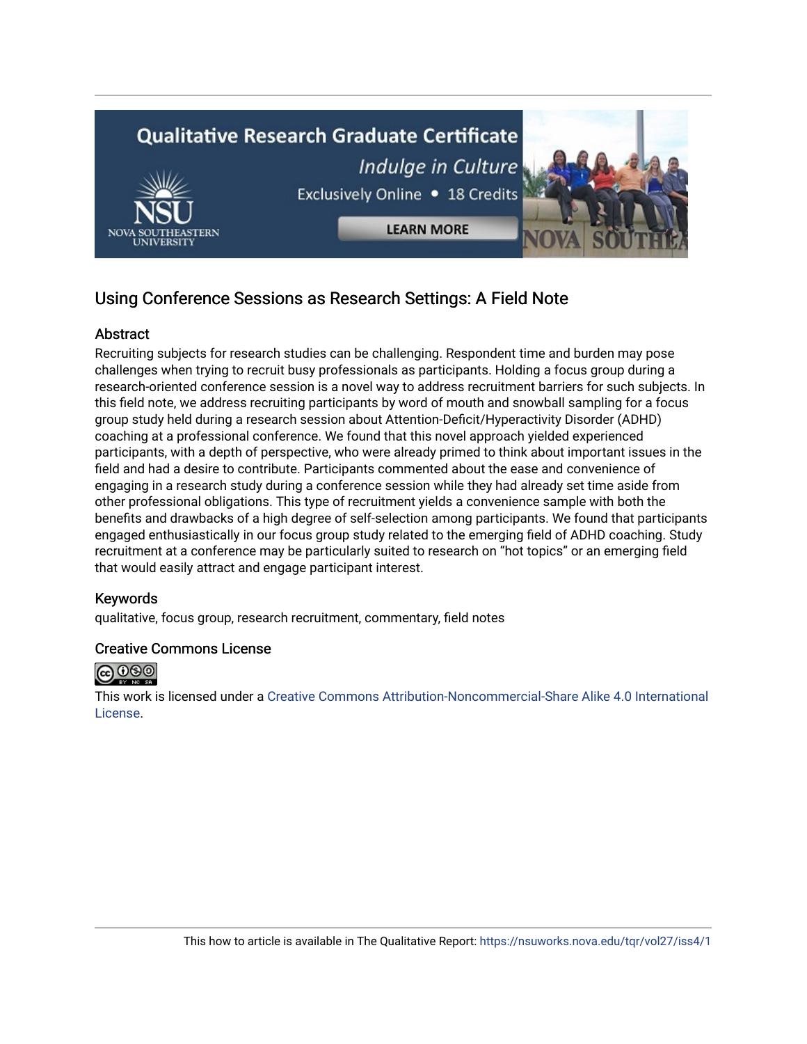## Using Conference Sessions as Research Settings: A Field Note

### Abstract

Recruiting subjects for research studies can be challenging. Respondent time and burden may pose challenges when trying to recruit busy professionals as participants. Holding a focus group during a research-oriented conference session is a novel way to address recruitment barriers for such subjects. In this field note, we address recruiting participants by word of mouth and snowball sampling for a focus group study held during a research session about Attention-Deficit/Hyperactivity Disorder (ADHD) coaching at a professional conference. We found that this novel approach yielded experienced participants, with a depth of perspective, who were already primed to think about important issues in the field and had a desire to contribute. Participants commented about the ease and convenience of engaging in a research study during a conference session while they had already set time aside from other professional obligations. This type of recruitment yields a convenience sample with both the benefits and drawbacks of a high degree of self-selection among participants. We found that participants engaged enthusiastically in our focus group study related to the emerging field of ADHD coaching. Study recruitment at a conference may be particularly suited to research on "hot topics" or an emerging field that would easily attract and engage participant interest.

### Keywords

qualitative, focus group, research recruitment, commentary, field notes

### Creative Commons License

This work is licensed under a Creative Commons Attribution-Noncommercial-Share Alike 4.0 International License.

This how to article is available in The Qualitative Report: https://nsuworks.nova.edu/tqr/vol27/iss4/1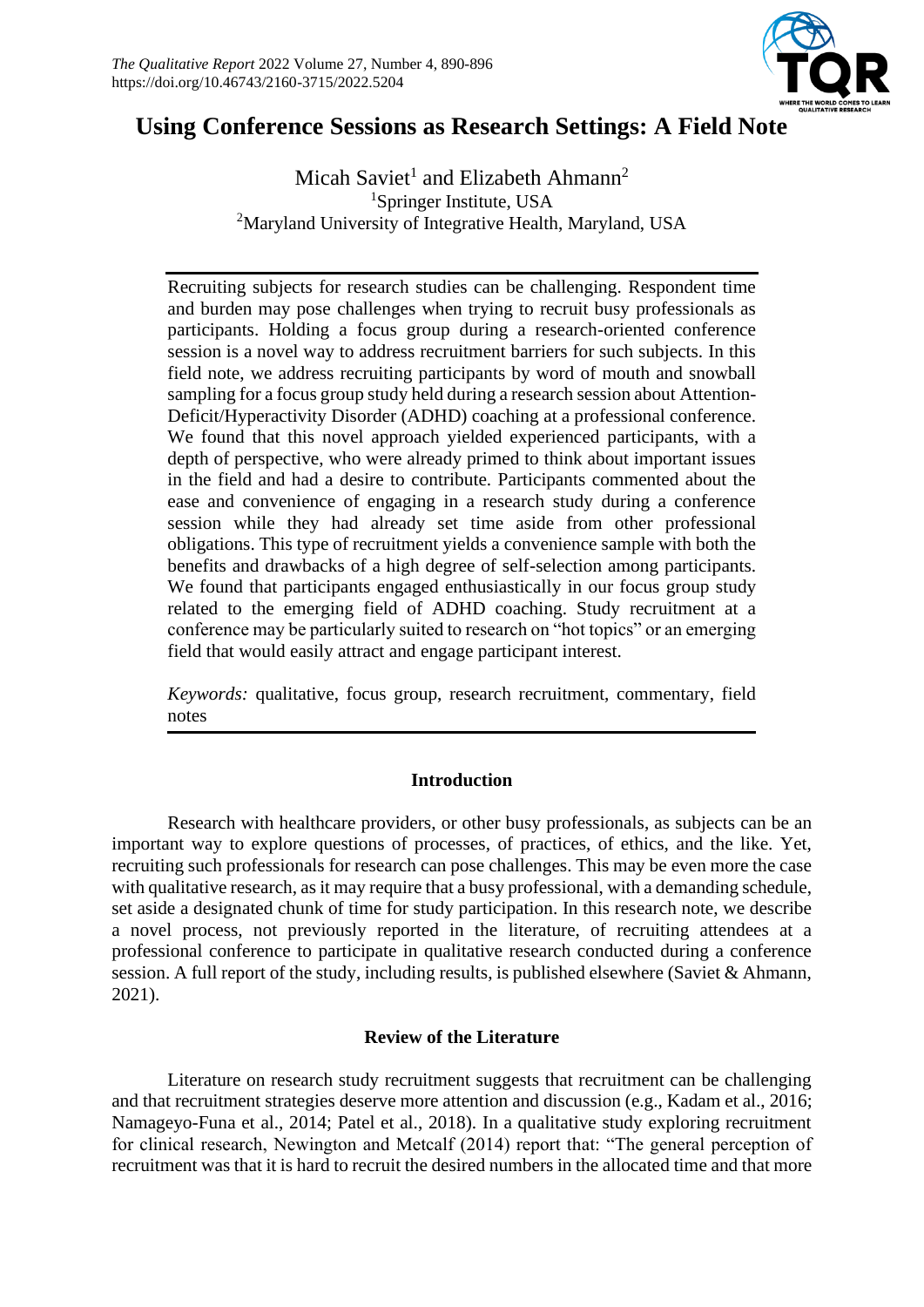# Using Conference Sessions as Research Settings: A Field Note

Micah Saviet[1] and Elizabeth Ahmann[2]
[1]Springer Institute, USA
[2]Maryland University of Integrative Health, Maryland, USA

Recruiting subjects for research studies can be challenging. Respondent time and burden may pose challenges when trying to recruit busy professionals as participants. Holding a focus group during a research-oriented conference session is a novel way to address recruitment barriers for such subjects. In this field note, we address recruiting participants by word of mouth and snowball sampling for a focus group study held during a research session about Attention-Deficit/Hyperactivity Disorder (ADHD) coaching at a professional conference. We found that this novel approach yielded experienced participants, with a depth of perspective, who were already primed to think about important issues in the field and had a desire to contribute. Participants commented about the ease and convenience of engaging in a research study during a conference session while they had already set time aside from other professional obligations. This type of recruitment yields a convenience sample with both the benefits and drawbacks of a high degree of self-selection among participants. We found that participants engaged enthusiastically in our focus group study related to the emerging field of ADHD coaching. Study recruitment at a conference may be particularly suited to research on "hot topics" or an emerging field that would easily attract and engage participant interest.

*Keywords:* qualitative, focus group, research recruitment, commentary, field notes

## Introduction

Research with healthcare providers, or other busy professionals, as subjects can be an important way to explore questions of processes, of practices, of ethics, and the like. Yet, recruiting such professionals for research can pose challenges. This may be even more the case with qualitative research, as it may require that a busy professional, with a demanding schedule, set aside a designated chunk of time for study participation. In this research note, we describe a novel process, not previously reported in the literature, of recruiting attendees at a professional conference to participate in qualitative research conducted during a conference session. A full report of the study, including results, is published elsewhere (Saviet & Ahmann, 2021).

## Review of the Literature

Literature on research study recruitment suggests that recruitment can be challenging and that recruitment strategies deserve more attention and discussion (e.g., Kadam et al., 2016; Namageyo-Funa et al., 2014; Patel et al., 2018). In a qualitative study exploring recruitment for clinical research, Newington and Metcalf (2014) report that: "The general perception of recruitment was that it is hard to recruit the desired numbers in the allocated time and that more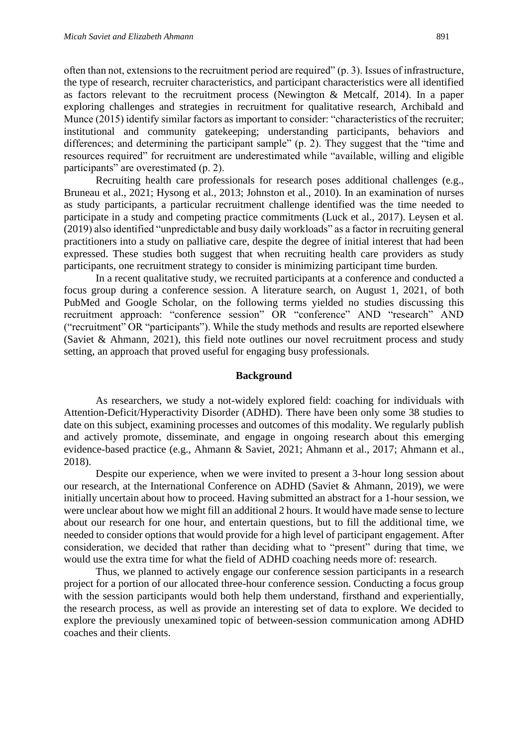often than not, extensions to the recruitment period are required" (p. 3). Issues of infrastructure, the type of research, recruiter characteristics, and participant characteristics were all identified as factors relevant to the recruitment process (Newington & Metcalf, 2014). In a paper exploring challenges and strategies in recruitment for qualitative research, Archibald and Munce (2015) identify similar factors as important to consider: "characteristics of the recruiter; institutional and community gatekeeping; understanding participants, behaviors and differences; and determining the participant sample" (p. 2). They suggest that the "time and resources required" for recruitment are underestimated while "available, willing and eligible participants" are overestimated (p. 2).

Recruiting health care professionals for research poses additional challenges (e.g., Bruneau et al., 2021; Hysong et al., 2013; Johnston et al., 2010). In an examination of nurses as study participants, a particular recruitment challenge identified was the time needed to participate in a study and competing practice commitments (Luck et al., 2017). Leysen et al. (2019) also identified "unpredictable and busy daily workloads" as a factor in recruiting general practitioners into a study on palliative care, despite the degree of initial interest that had been expressed. These studies both suggest that when recruiting health care providers as study participants, one recruitment strategy to consider is minimizing participant time burden.

In a recent qualitative study, we recruited participants at a conference and conducted a focus group during a conference session. A literature search, on August 1, 2021, of both PubMed and Google Scholar, on the following terms yielded no studies discussing this recruitment approach: "conference session" OR "conference" AND "research" AND ("recruitment" OR "participants"). While the study methods and results are reported elsewhere (Saviet & Ahmann, 2021), this field note outlines our novel recruitment process and study setting, an approach that proved useful for engaging busy professionals.

## Background

As researchers, we study a not-widely explored field: coaching for individuals with Attention-Deficit/Hyperactivity Disorder (ADHD). There have been only some 38 studies to date on this subject, examining processes and outcomes of this modality. We regularly publish and actively promote, disseminate, and engage in ongoing research about this emerging evidence-based practice (e.g., Ahmann & Saviet, 2021; Ahmann et al., 2017; Ahmann et al., 2018).

Despite our experience, when we were invited to present a 3-hour long session about our research, at the International Conference on ADHD (Saviet & Ahmann, 2019), we were initially uncertain about how to proceed. Having submitted an abstract for a 1-hour session, we were unclear about how we might fill an additional 2 hours. It would have made sense to lecture about our research for one hour, and entertain questions, but to fill the additional time, we needed to consider options that would provide for a high level of participant engagement. After consideration, we decided that rather than deciding what to "present" during that time, we would use the extra time for what the field of ADHD coaching needs more of: research.

Thus, we planned to actively engage our conference session participants in a research project for a portion of our allocated three-hour conference session. Conducting a focus group with the session participants would both help them understand, firsthand and experientially, the research process, as well as provide an interesting set of data to explore. We decided to explore the previously unexamined topic of between-session communication among ADHD coaches and their clients.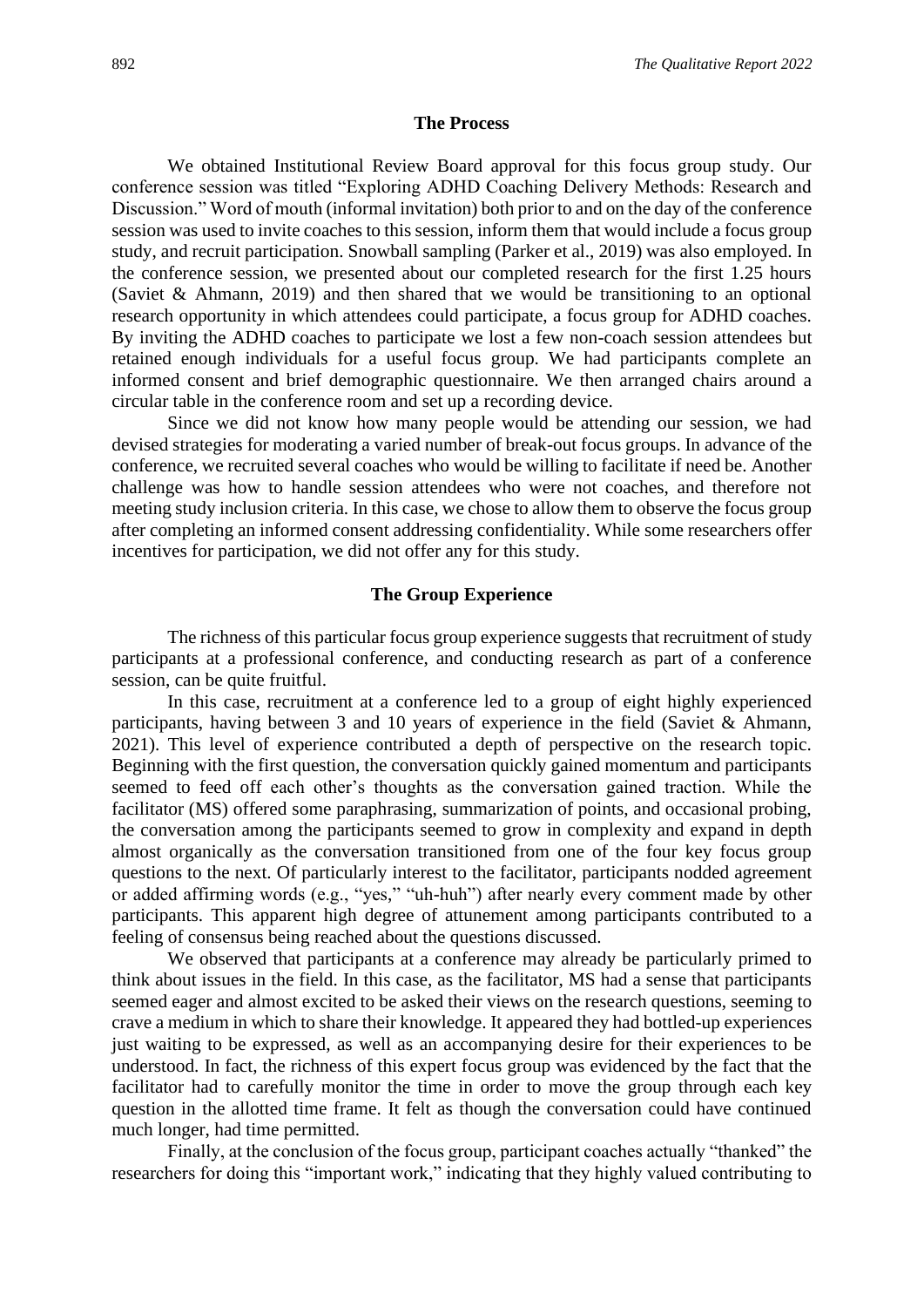## The Process

We obtained Institutional Review Board approval for this focus group study. Our conference session was titled "Exploring ADHD Coaching Delivery Methods: Research and Discussion." Word of mouth (informal invitation) both prior to and on the day of the conference session was used to invite coaches to this session, inform them that would include a focus group study, and recruit participation. Snowball sampling (Parker et al., 2019) was also employed. In the conference session, we presented about our completed research for the first 1.25 hours (Saviet & Ahmann, 2019) and then shared that we would be transitioning to an optional research opportunity in which attendees could participate, a focus group for ADHD coaches. By inviting the ADHD coaches to participate we lost a few non-coach session attendees but retained enough individuals for a useful focus group. We had participants complete an informed consent and brief demographic questionnaire. We then arranged chairs around a circular table in the conference room and set up a recording device.

Since we did not know how many people would be attending our session, we had devised strategies for moderating a varied number of break-out focus groups. In advance of the conference, we recruited several coaches who would be willing to facilitate if need be. Another challenge was how to handle session attendees who were not coaches, and therefore not meeting study inclusion criteria. In this case, we chose to allow them to observe the focus group after completing an informed consent addressing confidentiality. While some researchers offer incentives for participation, we did not offer any for this study.

## The Group Experience

The richness of this particular focus group experience suggests that recruitment of study participants at a professional conference, and conducting research as part of a conference session, can be quite fruitful.

In this case, recruitment at a conference led to a group of eight highly experienced participants, having between 3 and 10 years of experience in the field (Saviet & Ahmann, 2021). This level of experience contributed a depth of perspective on the research topic. Beginning with the first question, the conversation quickly gained momentum and participants seemed to feed off each other's thoughts as the conversation gained traction. While the facilitator (MS) offered some paraphrasing, summarization of points, and occasional probing, the conversation among the participants seemed to grow in complexity and expand in depth almost organically as the conversation transitioned from one of the four key focus group questions to the next. Of particularly interest to the facilitator, participants nodded agreement or added affirming words (e.g., "yes," "uh-huh") after nearly every comment made by other participants. This apparent high degree of attunement among participants contributed to a feeling of consensus being reached about the questions discussed.

We observed that participants at a conference may already be particularly primed to think about issues in the field. In this case, as the facilitator, MS had a sense that participants seemed eager and almost excited to be asked their views on the research questions, seeming to crave a medium in which to share their knowledge. It appeared they had bottled-up experiences just waiting to be expressed, as well as an accompanying desire for their experiences to be understood. In fact, the richness of this expert focus group was evidenced by the fact that the facilitator had to carefully monitor the time in order to move the group through each key question in the allotted time frame. It felt as though the conversation could have continued much longer, had time permitted.

Finally, at the conclusion of the focus group, participant coaches actually "thanked" the researchers for doing this "important work," indicating that they highly valued contributing to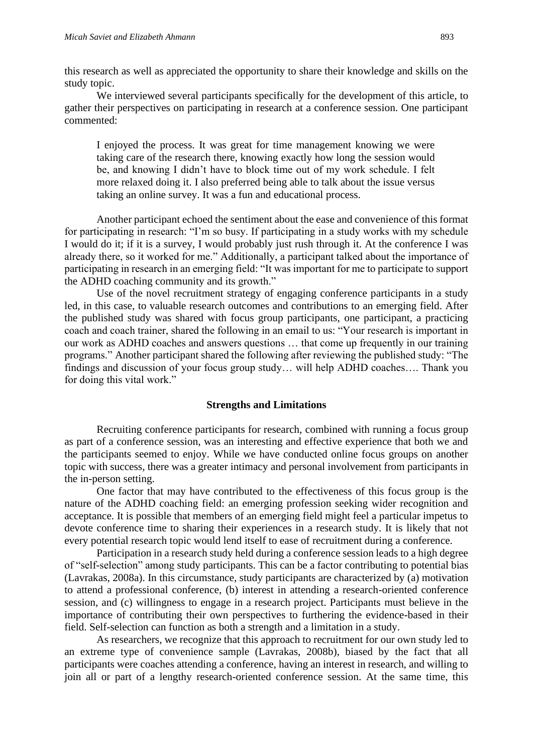this research as well as appreciated the opportunity to share their knowledge and skills on the study topic.

We interviewed several participants specifically for the development of this article, to gather their perspectives on participating in research at a conference session. One participant commented:

> I enjoyed the process. It was great for time management knowing we were taking care of the research there, knowing exactly how long the session would be, and knowing I didn't have to block time out of my work schedule. I felt more relaxed doing it. I also preferred being able to talk about the issue versus taking an online survey. It was a fun and educational process.

Another participant echoed the sentiment about the ease and convenience of this format for participating in research: "I'm so busy. If participating in a study works with my schedule I would do it; if it is a survey, I would probably just rush through it. At the conference I was already there, so it worked for me." Additionally, a participant talked about the importance of participating in research in an emerging field: "It was important for me to participate to support the ADHD coaching community and its growth."

Use of the novel recruitment strategy of engaging conference participants in a study led, in this case, to valuable research outcomes and contributions to an emerging field. After the published study was shared with focus group participants, one participant, a practicing coach and coach trainer, shared the following in an email to us: "Your research is important in our work as ADHD coaches and answers questions … that come up frequently in our training programs." Another participant shared the following after reviewing the published study: "The findings and discussion of your focus group study… will help ADHD coaches…. Thank you for doing this vital work."

## Strengths and Limitations

Recruiting conference participants for research, combined with running a focus group as part of a conference session, was an interesting and effective experience that both we and the participants seemed to enjoy. While we have conducted online focus groups on another topic with success, there was a greater intimacy and personal involvement from participants in the in-person setting.

One factor that may have contributed to the effectiveness of this focus group is the nature of the ADHD coaching field: an emerging profession seeking wider recognition and acceptance. It is possible that members of an emerging field might feel a particular impetus to devote conference time to sharing their experiences in a research study. It is likely that not every potential research topic would lend itself to ease of recruitment during a conference.

Participation in a research study held during a conference session leads to a high degree of "self-selection" among study participants. This can be a factor contributing to potential bias (Lavrakas, 2008a). In this circumstance, study participants are characterized by (a) motivation to attend a professional conference, (b) interest in attending a research-oriented conference session, and (c) willingness to engage in a research project. Participants must believe in the importance of contributing their own perspectives to furthering the evidence-based in their field. Self-selection can function as both a strength and a limitation in a study.

As researchers, we recognize that this approach to recruitment for our own study led to an extreme type of convenience sample (Lavrakas, 2008b), biased by the fact that all participants were coaches attending a conference, having an interest in research, and willing to join all or part of a lengthy research-oriented conference session. At the same time, this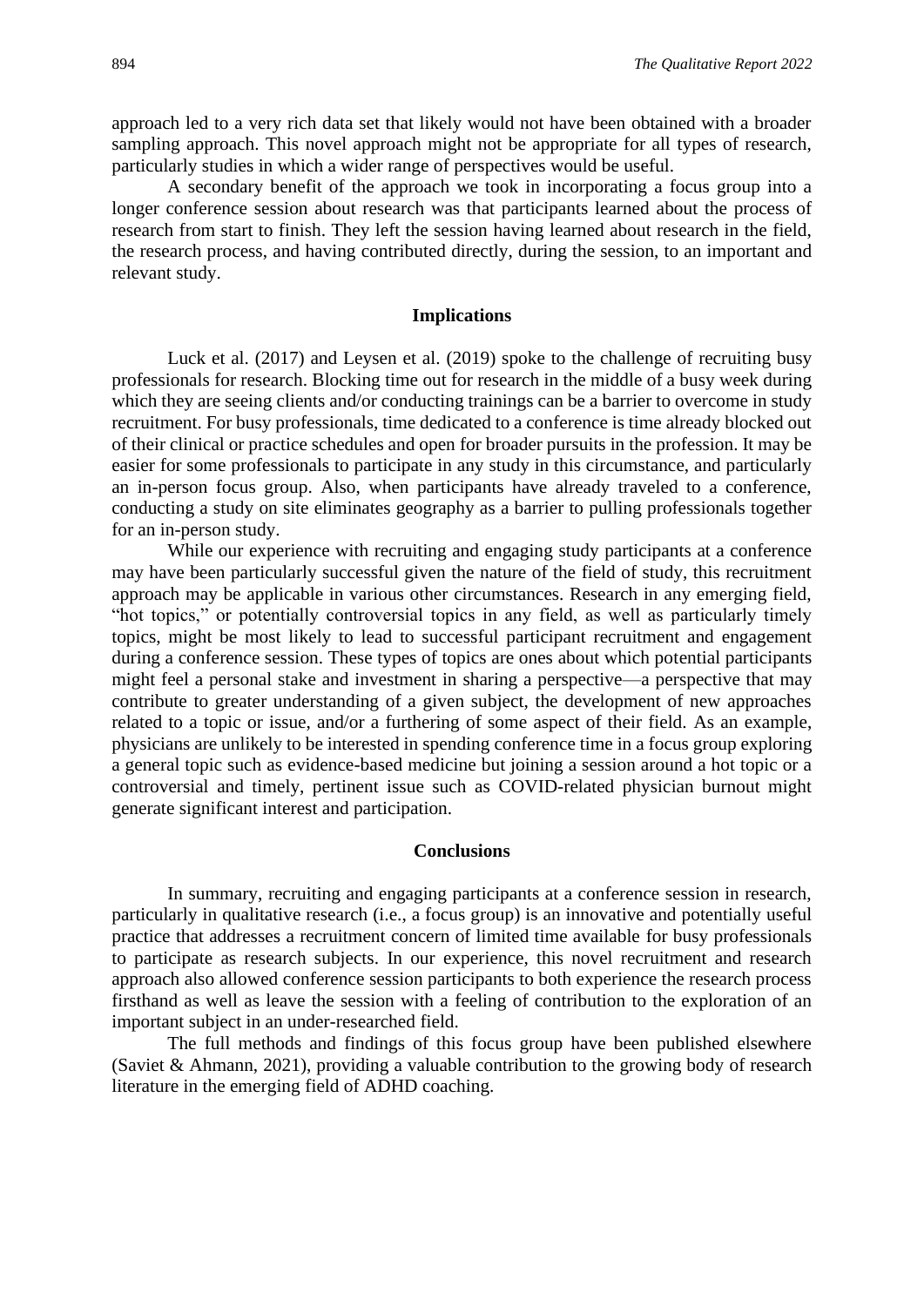approach led to a very rich data set that likely would not have been obtained with a broader sampling approach. This novel approach might not be appropriate for all types of research, particularly studies in which a wider range of perspectives would be useful.

A secondary benefit of the approach we took in incorporating a focus group into a longer conference session about research was that participants learned about the process of research from start to finish. They left the session having learned about research in the field, the research process, and having contributed directly, during the session, to an important and relevant study.

## Implications

Luck et al. (2017) and Leysen et al. (2019) spoke to the challenge of recruiting busy professionals for research. Blocking time out for research in the middle of a busy week during which they are seeing clients and/or conducting trainings can be a barrier to overcome in study recruitment. For busy professionals, time dedicated to a conference is time already blocked out of their clinical or practice schedules and open for broader pursuits in the profession. It may be easier for some professionals to participate in any study in this circumstance, and particularly an in-person focus group. Also, when participants have already traveled to a conference, conducting a study on site eliminates geography as a barrier to pulling professionals together for an in-person study.

While our experience with recruiting and engaging study participants at a conference may have been particularly successful given the nature of the field of study, this recruitment approach may be applicable in various other circumstances. Research in any emerging field, "hot topics," or potentially controversial topics in any field, as well as particularly timely topics, might be most likely to lead to successful participant recruitment and engagement during a conference session. These types of topics are ones about which potential participants might feel a personal stake and investment in sharing a perspective—a perspective that may contribute to greater understanding of a given subject, the development of new approaches related to a topic or issue, and/or a furthering of some aspect of their field. As an example, physicians are unlikely to be interested in spending conference time in a focus group exploring a general topic such as evidence-based medicine but joining a session around a hot topic or a controversial and timely, pertinent issue such as COVID-related physician burnout might generate significant interest and participation.

## Conclusions

In summary, recruiting and engaging participants at a conference session in research, particularly in qualitative research (i.e., a focus group) is an innovative and potentially useful practice that addresses a recruitment concern of limited time available for busy professionals to participate as research subjects. In our experience, this novel recruitment and research approach also allowed conference session participants to both experience the research process firsthand as well as leave the session with a feeling of contribution to the exploration of an important subject in an under-researched field.

The full methods and findings of this focus group have been published elsewhere (Saviet & Ahmann, 2021), providing a valuable contribution to the growing body of research literature in the emerging field of ADHD coaching.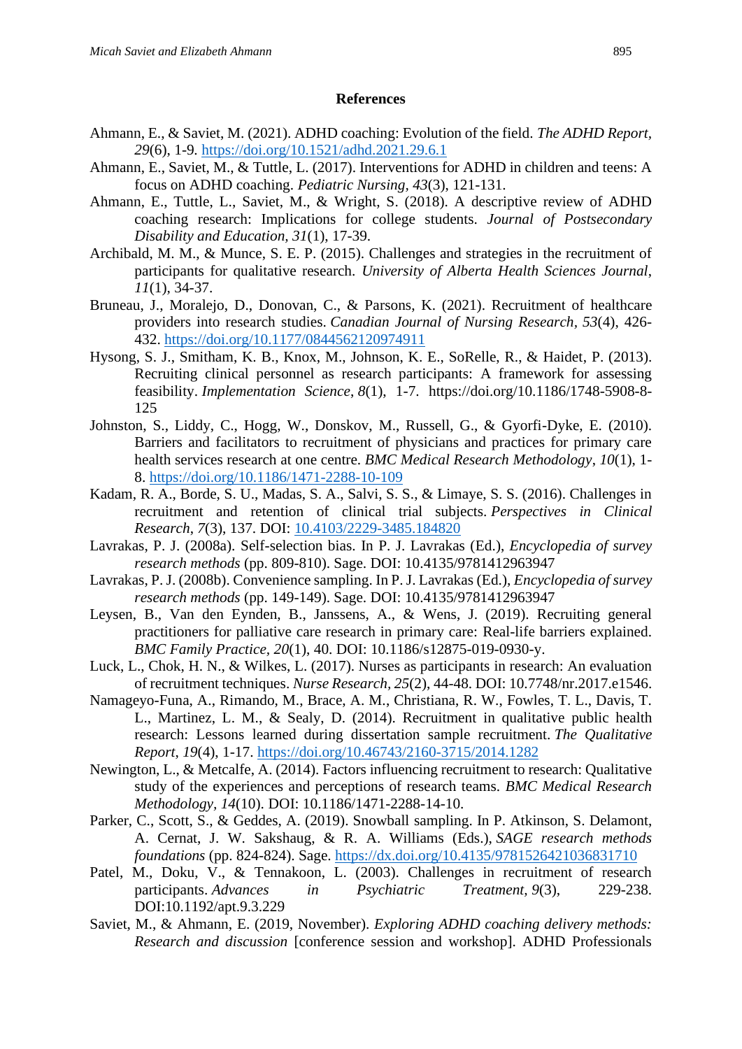## References

Ahmann, E., & Saviet, M. (2021). ADHD coaching: Evolution of the field. *The ADHD Report, 29*(6), 1-9. https://doi.org/10.1521/adhd.2021.29.6.1

Ahmann, E., Saviet, M., & Tuttle, L. (2017). Interventions for ADHD in children and teens: A focus on ADHD coaching. *Pediatric Nursing, 43*(3), 121-131.

Ahmann, E., Tuttle, L., Saviet, M., & Wright, S. (2018). A descriptive review of ADHD coaching research: Implications for college students. *Journal of Postsecondary Disability and Education, 31*(1), 17-39.

Archibald, M. M., & Munce, S. E. P. (2015). Challenges and strategies in the recruitment of participants for qualitative research. *University of Alberta Health Sciences Journal*, *11*(1), 34-37.

Bruneau, J., Moralejo, D., Donovan, C., & Parsons, K. (2021). Recruitment of healthcare providers into research studies. *Canadian Journal of Nursing Research*, *53*(4), 426-432. https://doi.org/10.1177/0844562120974911

Hysong, S. J., Smitham, K. B., Knox, M., Johnson, K. E., SoRelle, R., & Haidet, P. (2013). Recruiting clinical personnel as research participants: A framework for assessing feasibility. *Implementation Science*, *8*(1), 1-7. https://doi.org/10.1186/1748-5908-8-125

Johnston, S., Liddy, C., Hogg, W., Donskov, M., Russell, G., & Gyorfi-Dyke, E. (2010). Barriers and facilitators to recruitment of physicians and practices for primary care health services research at one centre. *BMC Medical Research Methodology*, *10*(1), 1-8. https://doi.org/10.1186/1471-2288-10-109

Kadam, R. A., Borde, S. U., Madas, S. A., Salvi, S. S., & Limaye, S. S. (2016). Challenges in recruitment and retention of clinical trial subjects. *Perspectives in Clinical Research*, *7*(3), 137. DOI: 10.4103/2229-3485.184820

Lavrakas, P. J. (2008a). Self-selection bias. In P. J. Lavrakas (Ed.), *Encyclopedia of survey research methods* (pp. 809-810). Sage. DOI: 10.4135/9781412963947

Lavrakas, P. J. (2008b). Convenience sampling. In P. J. Lavrakas (Ed.), *Encyclopedia of survey research methods* (pp. 149-149). Sage. DOI: 10.4135/9781412963947

Leysen, B., Van den Eynden, B., Janssens, A., & Wens, J. (2019). Recruiting general practitioners for palliative care research in primary care: Real-life barriers explained. *BMC Family Practice*, *20*(1), 40. DOI: 10.1186/s12875-019-0930-y.

Luck, L., Chok, H. N., & Wilkes, L. (2017). Nurses as participants in research: An evaluation of recruitment techniques. *Nurse Research*, *25*(2), 44-48. DOI: 10.7748/nr.2017.e1546.

Namageyo-Funa, A., Rimando, M., Brace, A. M., Christiana, R. W., Fowles, T. L., Davis, T. L., Martinez, L. M., & Sealy, D. (2014). Recruitment in qualitative public health research: Lessons learned during dissertation sample recruitment. *The Qualitative Report*, *19*(4), 1-17. https://doi.org/10.46743/2160-3715/2014.1282

Newington, L., & Metcalfe, A. (2014). Factors influencing recruitment to research: Qualitative study of the experiences and perceptions of research teams. *BMC Medical Research Methodology*, *14*(10). DOI: 10.1186/1471-2288-14-10.

Parker, C., Scott, S., & Geddes, A. (2019). Snowball sampling. In P. Atkinson, S. Delamont, A. Cernat, J. W. Sakshaug, & R. A. Williams (Eds.), *SAGE research methods foundations* (pp. 824-824). Sage. https://dx.doi.org/10.4135/9781526421036831710

Patel, M., Doku, V., & Tennakoon, L. (2003). Challenges in recruitment of research participants. *Advances in Psychiatric Treatment, 9*(3), 229-238. DOI:10.1192/apt.9.3.229

Saviet, M., & Ahmann, E. (2019, November). *Exploring ADHD coaching delivery methods: Research and discussion* [conference session and workshop]. ADHD Professionals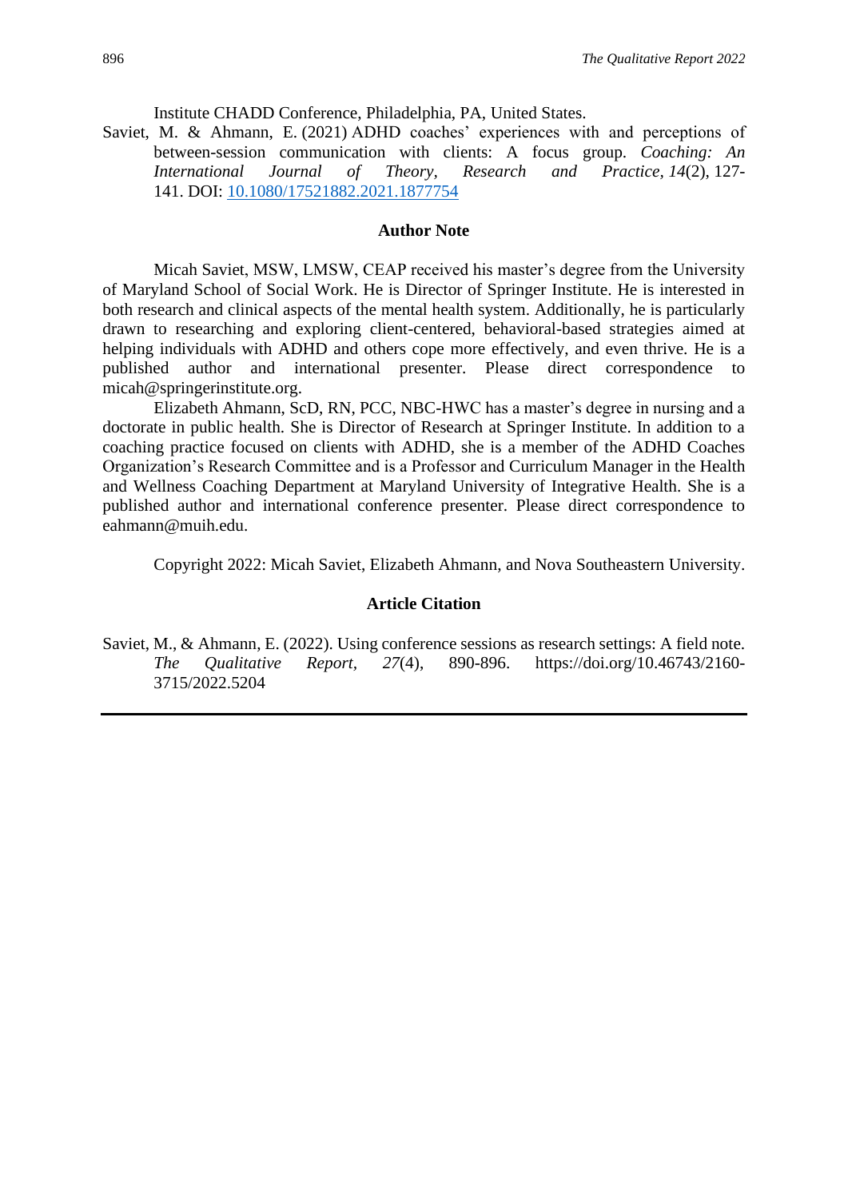Institute CHADD Conference, Philadelphia, PA, United States.

Saviet, M. & Ahmann, E. (2021) ADHD coaches' experiences with and perceptions of between-session communication with clients: A focus group. *Coaching: An International Journal of Theory, Research and Practice*, *14*(2), 127-141. DOI: 10.1080/17521882.2021.1877754

## Author Note

Micah Saviet, MSW, LMSW, CEAP received his master's degree from the University of Maryland School of Social Work. He is Director of Springer Institute. He is interested in both research and clinical aspects of the mental health system. Additionally, he is particularly drawn to researching and exploring client-centered, behavioral-based strategies aimed at helping individuals with ADHD and others cope more effectively, and even thrive. He is a published author and international presenter. Please direct correspondence to micah@springerinstitute.org.

Elizabeth Ahmann, ScD, RN, PCC, NBC-HWC has a master's degree in nursing and a doctorate in public health. She is Director of Research at Springer Institute. In addition to a coaching practice focused on clients with ADHD, she is a member of the ADHD Coaches Organization's Research Committee and is a Professor and Curriculum Manager in the Health and Wellness Coaching Department at Maryland University of Integrative Health. She is a published author and international conference presenter. Please direct correspondence to eahmann@muih.edu.

Copyright 2022: Micah Saviet, Elizabeth Ahmann, and Nova Southeastern University.

## Article Citation

Saviet, M., & Ahmann, E. (2022). Using conference sessions as research settings: A field note. *The Qualitative Report*, *27*(4), 890-896. https://doi.org/10.46743/2160-3715/2022.5204